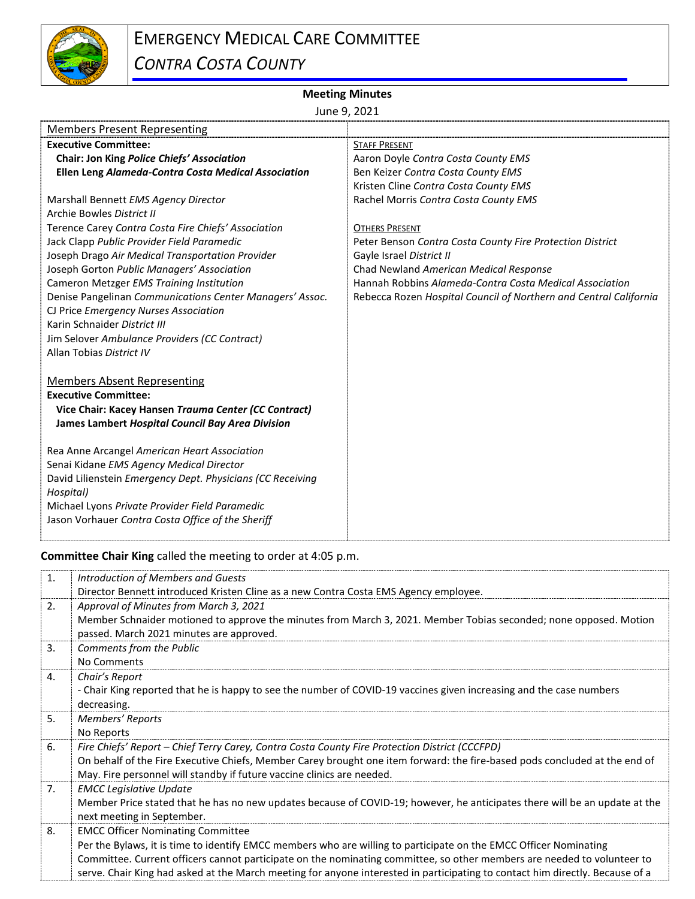# EMERGENCY MEDICAL CARE COMMITTEE

## *CONTRA COSTA COUNTY*

**Meeting Minutes**

June 9, 2021

| Members Present Representing | |
|---|---|
| **Executive Committee:** | STAFF PRESENT |
| **Chair: Jon King *Police Chiefs' Association*** | Aaron Doyle *Contra Costa County EMS* |
| **Ellen Leng *Alameda-Contra Costa Medical Association*** | Ben Keizer *Contra Costa County EMS* |
| | Kristen Cline *Contra Costa County EMS* |
| Marshall Bennett *EMS Agency Director* | Rachel Morris *Contra Costa County EMS* |
| Archie Bowles *District II* | |
| Terence Carey *Contra Costa Fire Chiefs' Association* | OTHERS PRESENT |
| Jack Clapp *Public Provider Field Paramedic* | Peter Benson *Contra Costa County Fire Protection District* |
| Joseph Drago *Air Medical Transportation Provider* | Gayle Israel *District II* |
| Joseph Gorton *Public Managers' Association* | Chad Newland *American Medical Response* |
| Cameron Metzger *EMS Training Institution* | Hannah Robbins *Alameda-Contra Costa Medical Association* |
| Denise Pangelinan *Communications Center Managers' Assoc.* | Rebecca Rozen *Hospital Council of Northern and Central California* |
| CJ Price *Emergency Nurses Association* | |
| Karin Schnaider *District III* | |
| Jim Selover *Ambulance Providers (CC Contract)* | |
| Allan Tobias *District IV* | |
| | |
| Members Absent Representing | |
| **Executive Committee:** | |
| **Vice Chair: Kacey Hansen *Trauma Center (CC Contract)*** | |
| **James Lambert *Hospital Council Bay Area Division*** | |
| | |
| Rea Anne Arcangel *American Heart Association* | |
| Senai Kidane *EMS Agency Medical Director* | |
| David Lilienstein *Emergency Dept. Physicians (CC Receiving Hospital)* | |
| Michael Lyons *Private Provider Field Paramedic* | |
| Jason Vorhauer *Contra Costa Office of the Sheriff* | |

**Committee Chair King** called the meeting to order at 4:05 p.m.

| | |
|---|---|
| 1. | *Introduction of Members and Guests*<br>Director Bennett introduced Kristen Cline as a new Contra Costa EMS Agency employee. |
| 2. | *Approval of Minutes from March 3, 2021*<br>Member Schnaider motioned to approve the minutes from March 3, 2021. Member Tobias seconded; none opposed. Motion passed. March 2021 minutes are approved. |
| 3. | *Comments from the Public*<br>No Comments |
| 4. | *Chair's Report*<br>- Chair King reported that he is happy to see the number of COVID-19 vaccines given increasing and the case numbers decreasing. |
| 5. | *Members' Reports*<br>No Reports |
| 6. | *Fire Chiefs' Report – Chief Terry Carey, Contra Costa County Fire Protection District (CCCFPD)*<br>On behalf of the Fire Executive Chiefs, Member Carey brought one item forward: the fire-based pods concluded at the end of May. Fire personnel will standby if future vaccine clinics are needed. |
| 7. | *EMCC Legislative Update*<br>Member Price stated that he has no new updates because of COVID-19; however, he anticipates there will be an update at the next meeting in September. |
| 8. | EMCC Officer Nominating Committee<br>Per the Bylaws, it is time to identify EMCC members who are willing to participate on the EMCC Officer Nominating Committee. Current officers cannot participate on the nominating committee, so other members are needed to volunteer to serve. Chair King had asked at the March meeting for anyone interested in participating to contact him directly. Because of a |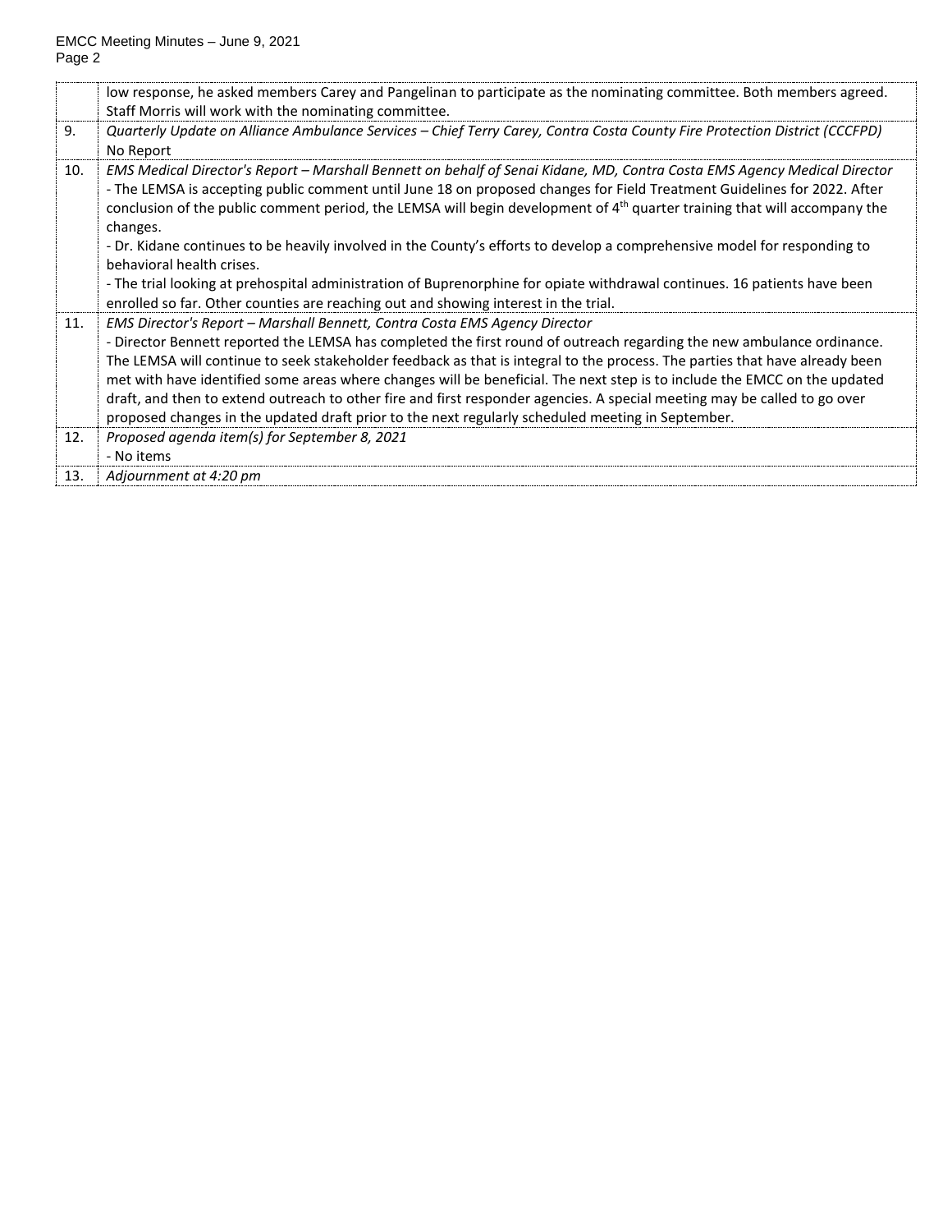| | |
|---|---|
| | low response, he asked members Carey and Pangelinan to participate as the nominating committee. Both members agreed. Staff Morris will work with the nominating committee. |
| 9. | *Quarterly Update on Alliance Ambulance Services – Chief Terry Carey, Contra Costa County Fire Protection District (CCCFPD)*<br>No Report |
| 10. | *EMS Medical Director's Report – Marshall Bennett on behalf of Senai Kidane, MD, Contra Costa EMS Agency Medical Director*<br>- The LEMSA is accepting public comment until June 18 on proposed changes for Field Treatment Guidelines for 2022. After conclusion of the public comment period, the LEMSA will begin development of 4th quarter training that will accompany the changes.<br>- Dr. Kidane continues to be heavily involved in the County's efforts to develop a comprehensive model for responding to behavioral health crises.<br>- The trial looking at prehospital administration of Buprenorphine for opiate withdrawal continues. 16 patients have been enrolled so far. Other counties are reaching out and showing interest in the trial. |
| 11. | *EMS Director's Report – Marshall Bennett, Contra Costa EMS Agency Director*<br>- Director Bennett reported the LEMSA has completed the first round of outreach regarding the new ambulance ordinance. The LEMSA will continue to seek stakeholder feedback as that is integral to the process. The parties that have already been met with have identified some areas where changes will be beneficial. The next step is to include the EMCC on the updated draft, and then to extend outreach to other fire and first responder agencies. A special meeting may be called to go over proposed changes in the updated draft prior to the next regularly scheduled meeting in September. |
| 12. | *Proposed agenda item(s) for September 8, 2021*<br>- No items |
| 13. | *Adjournment at 4:20 pm* |